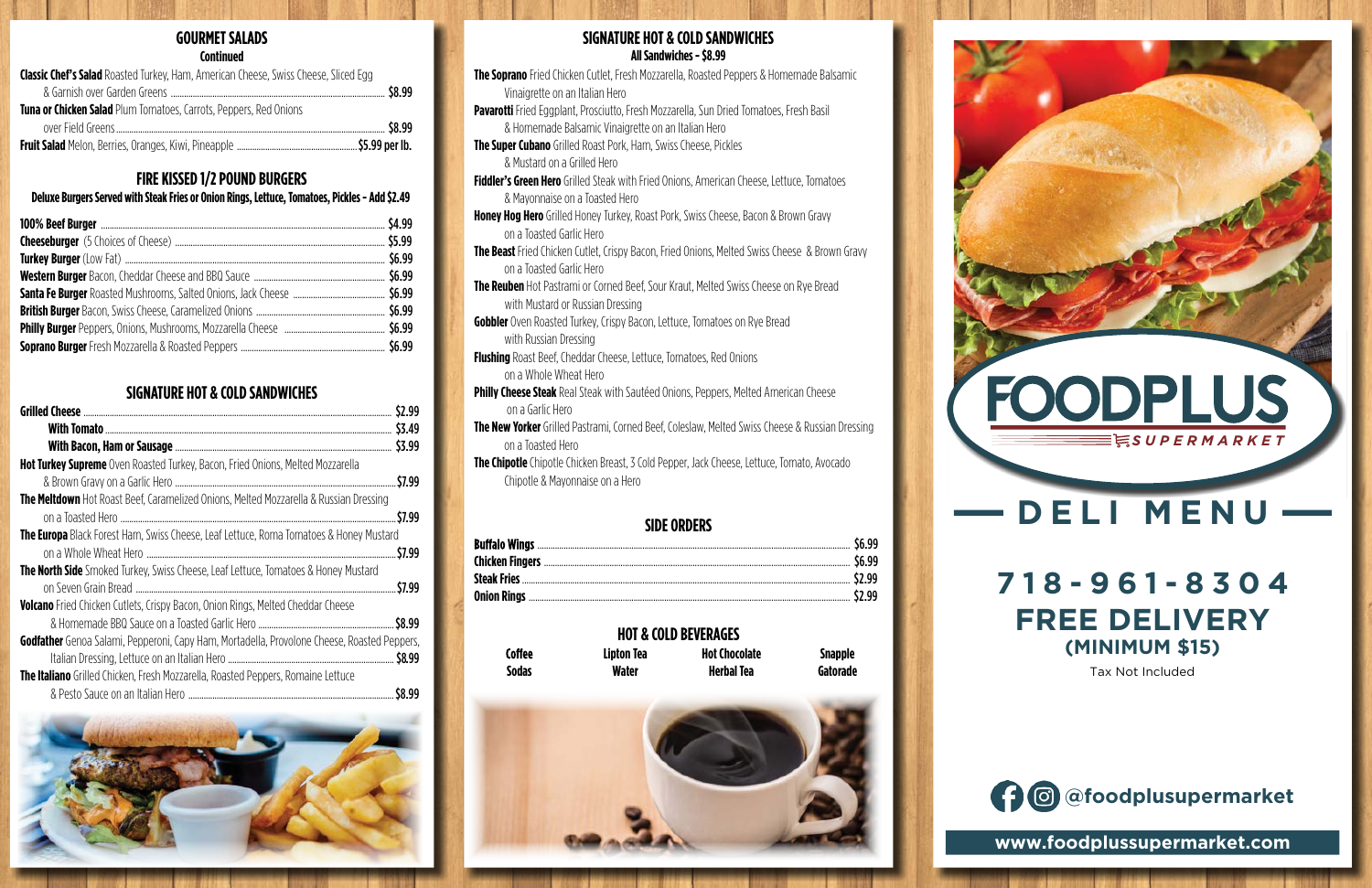## GOURMET SALADS

**Continued**

**Classic Chef's Salad** Roasted Turkey, Ham, American Cheese, Swiss Cheese, Sliced Egg & Garnish over Garden Greens ..... $8.99

**Tuna or Chicken Salad** Plum Tomatoes, Carrots, Peppers, Red Onions over Field Greens ..... $8.99

**Fruit Salad** Melon, Berries, Oranges, Kiwi, Pineapple ..... $5.99 per lb.

## FIRE KISSED 1/2 POUND BURGERS

**Deluxe Burgers Served with Steak Fries or Onion Rings, Lettuce, Tomatoes, Pickles - Add $2.49**

**100% Beef Burger** ..... $4.99

**Cheeseburger** (5 Choices of Cheese) ..... $5.99

**Turkey Burger** (Low Fat) ..... $6.99

**Western Burger** Bacon, Cheddar Cheese and BBQ Sauce ..... $6.99

**Santa Fe Burger** Roasted Mushrooms, Salted Onions, Jack Cheese ..... $6.99

**British Burger** Bacon, Swiss Cheese, Caramelized Onions ..... $6.99

**Philly Burger** Peppers, Onions, Mushrooms, Mozzarella Cheese ..... $6.99

**Soprano Burger** Fresh Mozzarella & Roasted Peppers ..... $6.99

## SIGNATURE HOT & COLD SANDWICHES

**Grilled Cheese** ..... $2.99

**With Tomato** ..... $3.49

**With Bacon, Ham or Sausage** ..... $3.99

**Hot Turkey Supreme** Oven Roasted Turkey, Bacon, Fried Onions, Melted Mozzarella & Brown Gravy on a Garlic Hero ..... $7.99

**The Meltdown** Hot Roast Beef, Caramelized Onions, Melted Mozzarella & Russian Dressing on a Toasted Hero ..... $7.99

**The Europa** Black Forest Ham, Swiss Cheese, Leaf Lettuce, Roma Tomatoes & Honey Mustard on a Whole Wheat Hero ..... $7.99

**The North Side** Smoked Turkey, Swiss Cheese, Leaf Lettuce, Tomatoes & Honey Mustard on Seven Grain Bread ..... $7.99

**Volcano** Fried Chicken Cutlets, Crispy Bacon, Onion Rings, Melted Cheddar Cheese & Homemade BBQ Sauce on a Toasted Garlic Hero ..... $8.99

**Godfather** Genoa Salami, Pepperoni, Capy Ham, Mortadella, Provolone Cheese, Roasted Peppers, Italian Dressing, Lettuce on an Italian Hero ..... $8.99

**The Italiano** Grilled Chicken, Fresh Mozzarella, Roasted Peppers, Romaine Lettuce & Pesto Sauce on an Italian Hero ..... $8.99

## SIGNATURE HOT & COLD SANDWICHES

**All Sandwiches - $8.99**

**The Soprano** Fried Chicken Cutlet, Fresh Mozzarella, Roasted Peppers & Homemade Balsamic Vinaigrette on an Italian Hero

**Pavarotti** Fried Eggplant, Prosciutto, Fresh Mozzarella, Sun Dried Tomatoes, Fresh Basil & Homemade Balsamic Vinaigrette on an Italian Hero

**The Super Cubano** Grilled Roast Pork, Ham, Swiss Cheese, Pickles & Mustard on a Grilled Hero

**Fiddler's Green Hero** Grilled Steak with Fried Onions, American Cheese, Lettuce, Tomatoes & Mayonnaise on a Toasted Hero

**Honey Hog Hero** Grilled Honey Turkey, Roast Pork, Swiss Cheese, Bacon & Brown Gravy on a Toasted Garlic Hero

**The Beast** Fried Chicken Cutlet, Crispy Bacon, Fried Onions, Melted Swiss Cheese & Brown Gravy on a Toasted Garlic Hero

**The Reuben** Hot Pastrami or Corned Beef, Sour Kraut, Melted Swiss Cheese on Rye Bread with Mustard or Russian Dressing

**Gobbler** Oven Roasted Turkey, Crispy Bacon, Lettuce, Tomatoes on Rye Bread with Russian Dressing

**Flushing** Roast Beef, Cheddar Cheese, Lettuce, Tomatoes, Red Onions on a Whole Wheat Hero

**Philly Cheese Steak** Real Steak with Sautéed Onions, Peppers, Melted American Cheese on a Garlic Hero

**The New Yorker** Grilled Pastrami, Corned Beef, Coleslaw, Melted Swiss Cheese & Russian Dressing on a Toasted Hero

**The Chipotle** Chipotle Chicken Breast, 3 Cold Pepper, Jack Cheese, Lettuce, Tomato, Avocado Chipotle & Mayonnaise on a Hero

## SIDE ORDERS

**Buffalo Wings** ..... $6.99

**Chicken Fingers** ..... $6.99

**Steak Fries** ..... $2.99

**Onion Rings** ..... $2.99

## HOT & COLD BEVERAGES

| | | | |
|---|---|---|---|
| **Coffee** | **Lipton Tea** | **Hot Chocolate** | **Snapple** |
| **Sodas** | **Water** | **Herbal Tea** | **Gatorade** |

# FOODPLUS

SUPERMARKET

# DELI MENU

## 718-961-8304

## FREE DELIVERY

**(MINIMUM $15)**

Tax Not Included

@foodplusupermarket

www.foodplussupermarket.com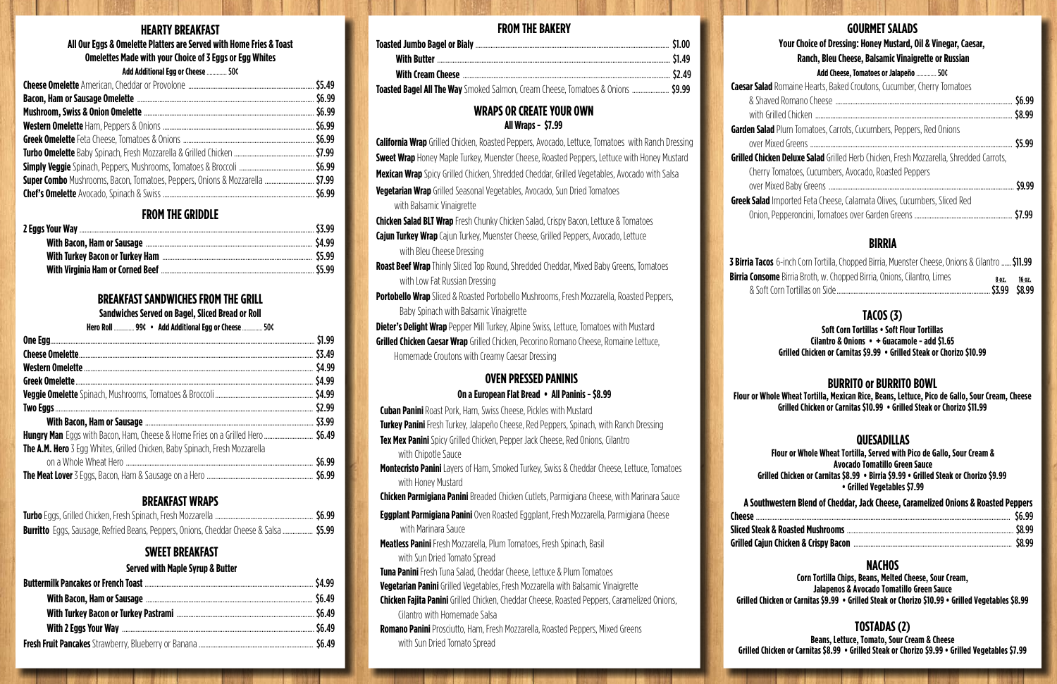## HEARTY BREAKFAST

**All Our Eggs & Omelette Platters are Served with Home Fries & Toast**
**Omelettes Made with your Choice of 3 Eggs or Egg Whites**
**Add Additional Egg or Cheese ............ 50¢**

| | |
|---|---|
| **Cheese Omelette** American, Cheddar or Provolone | $5.49 |
| **Bacon, Ham or Sausage Omelette** | $6.99 |
| **Mushroom, Swiss & Onion Omelette** | $6.99 |
| **Western Omelette** Ham, Peppers & Onions | $6.99 |
| **Greek Omelette** Feta Cheese, Tomatoes & Onions | $6.99 |
| **Turbo Omelette** Baby Spinach, Fresh Mozzarella & Grilled Chicken | $7.99 |
| **Simply Veggie** Spinach, Peppers, Mushrooms, Tomatoes & Broccoli | $6.99 |
| **Super Combo** Mushrooms, Bacon, Tomatoes, Peppers, Onions & Mozzarella | $7.99 |
| **Chef's Omelette** Avocado, Spinach & Swiss | $6.99 |

## FROM THE GRIDDLE

| | |
|---|---|
| **2 Eggs Your Way** | $3.99 |
| **With Bacon, Ham or Sausage** | $4.99 |
| **With Turkey Bacon or Turkey Ham** | $5.99 |
| **With Virginia Ham or Corned Beef** | $5.99 |

## BREAKFAST SANDWICHES FROM THE GRILL

**Sandwiches Served on Bagel, Sliced Bread or Roll**
**Hero Roll ............ 99¢ • Add Additional Egg or Cheese ............ 50¢**

| | |
|---|---|
| **One Egg** | $1.99 |
| **Cheese Omelette** | $3.49 |
| **Western Omelette** | $4.99 |
| **Greek Omelette** | $4.99 |
| **Veggie Omelette** Spinach, Mushrooms, Tomatoes & Broccoli | $4.99 |
| **Two Eggs** | $2.99 |
| **With Bacon, Ham or Sausage** | $3.99 |
| **Hungry Man** Eggs with Bacon, Ham, Cheese & Home Fries on a Grilled Hero | $6.49 |
| **The A.M. Hero** 3 Egg Whites, Grilled Chicken, Baby Spinach, Fresh Mozzarella on a Whole Wheat Hero | $6.99 |
| **The Meat Lover** 3 Eggs, Bacon, Ham & Sausage on a Hero | $6.99 |

## BREAKFAST WRAPS

| | |
|---|---|
| **Turbo** Eggs, Grilled Chicken, Fresh Spinach, Fresh Mozzarella | $6.99 |
| **Burritto** Eggs, Sausage, Refried Beans, Peppers, Onions, Cheddar Cheese & Salsa | $5.99 |

## SWEET BREAKFAST

**Served with Maple Syrup & Butter**

| | |
|---|---|
| **Buttermilk Pancakes or French Toast** | $4.99 |
| **With Bacon, Ham or Sausage** | $6.49 |
| **With Turkey Bacon or Turkey Pastrami** | $6.49 |
| **With 2 Eggs Your Way** | $6.49 |
| **Fresh Fruit Pancakes** Strawberry, Blueberry or Banana | $6.49 |

## FROM THE BAKERY

| | |
|---|---|
| **Toasted Jumbo Bagel or Bialy** | $1.00 |
| **With Butter** | $1.49 |
| **With Cream Cheese** | $2.49 |
| **Toasted Bagel All The Way** Smoked Salmon, Cream Cheese, Tomatoes & Onions | $9.99 |

## WRAPS OR CREATE YOUR OWN

**All Wraps - $7.99**

**California Wrap** Grilled Chicken, Roasted Peppers, Avocado, Lettuce, Tomatoes with Ranch Dressing

**Sweet Wrap** Honey Maple Turkey, Muenster Cheese, Roasted Peppers, Lettuce with Honey Mustard

**Mexican Wrap** Spicy Grilled Chicken, Shredded Cheddar, Grilled Vegetables, Avocado with Salsa

**Vegetarian Wrap** Grilled Seasonal Vegetables, Avocado, Sun Dried Tomatoes with Balsamic Vinaigrette

**Chicken Salad BLT Wrap** Fresh Chunky Chicken Salad, Crispy Bacon, Lettuce & Tomatoes

**Cajun Turkey Wrap** Cajun Turkey, Muenster Cheese, Grilled Peppers, Avocado, Lettuce with Bleu Cheese Dressing

**Roast Beef Wrap** Thinly Sliced Top Round, Shredded Cheddar, Mixed Baby Greens, Tomatoes with Low Fat Russian Dressing

**Portobello Wrap** Sliced & Roasted Portobello Mushrooms, Fresh Mozzarella, Roasted Peppers, Baby Spinach with Balsamic Vinaigrette

**Dieter's Delight Wrap** Pepper Mill Turkey, Alpine Swiss, Lettuce, Tomatoes with Mustard

**Grilled Chicken Caesar Wrap** Grilled Chicken, Pecorino Romano Cheese, Romaine Lettuce, Homemade Croutons with Creamy Caesar Dressing

## OVEN PRESSED PANINIS

**On a European Flat Bread • All Paninis - $8.99**

**Cuban Panini** Roast Pork, Ham, Swiss Cheese, Pickles with Mustard

**Turkey Panini** Fresh Turkey, Jalapeño Cheese, Red Peppers, Spinach, with Ranch Dressing

**Tex Mex Panini** Spicy Grilled Chicken, Pepper Jack Cheese, Red Onions, Cilantro with Chipotle Sauce

**Montecristo Panini** Layers of Ham, Smoked Turkey, Swiss & Cheddar Cheese, Lettuce, Tomatoes with Honey Mustard

**Chicken Parmigiana Panini** Breaded Chicken Cutlets, Parmigiana Cheese, with Marinara Sauce

**Eggplant Parmigiana Panini** Oven Roasted Eggplant, Fresh Mozzarella, Parmigiana Cheese with Marinara Sauce

**Meatless Panini** Fresh Mozzarella, Plum Tomatoes, Fresh Spinach, Basil with Sun Dried Tomato Spread

**Tuna Panini** Fresh Tuna Salad, Cheddar Cheese, Lettuce & Plum Tomatoes

**Vegetarian Panini** Grilled Vegetables, Fresh Mozzarella with Balsamic Vinaigrette

**Chicken Fajita Panini** Grilled Chicken, Cheddar Cheese, Roasted Peppers, Caramelized Onions, Cilantro with Homemade Salsa

**Romano Panini** Prosciutto, Ham, Fresh Mozzarella, Roasted Peppers, Mixed Greens with Sun Dried Tomato Spread

## GOURMET SALADS

**Your Choice of Dressing: Honey Mustard, Oil & Vinegar, Caesar, Ranch, Bleu Cheese, Balsamic Vinaigrette or Russian**
**Add Cheese, Tomatoes or Jalapeño ............ 50¢**

| | |
|---|---|
| **Caesar Salad** Romaine Hearts, Baked Croutons, Cucumber, Cherry Tomatoes & Shaved Romano Cheese | $6.99 |
| with Grilled Chicken | $8.99 |
| **Garden Salad** Plum Tomatoes, Carrots, Cucumbers, Peppers, Red Onions over Mixed Greens | $5.99 |
| **Grilled Chicken Deluxe Salad** Grilled Herb Chicken, Fresh Mozzarella, Shredded Carrots, Cherry Tomatoes, Cucumbers, Avocado, Roasted Peppers over Mixed Baby Greens | $9.99 |
| **Greek Salad** Imported Feta Cheese, Calamata Olives, Cucumbers, Sliced Red Onion, Pepperoncini, Tomatoes over Garden Greens | $7.99 |

## BIRRIA

| | 8 oz. | 16 oz. |
|---|---|---|
| **3 Birria Tacos** 6-inch Corn Tortilla, Chopped Birria, Muenster Cheese, Onions & Cilantro | $11.99 | |
| **Birria Consome** Birria Broth, w. Chopped Birria, Onions, Cilantro, Limes & Soft Corn Tortillas on Side | $3.99 | $8.99 |

## TACOS (3)

**Soft Corn Tortillas • Soft Flour Tortillas**
**Cilantro & Onions • + Guacamole - add $1.65**
**Grilled Chicken or Carnitas $9.99 • Grilled Steak or Chorizo $10.99**

## BURRITO or BURRITO BOWL

**Flour or Whole Wheat Tortilla, Mexican Rice, Beans, Lettuce, Pico de Gallo, Sour Cream, Cheese**
**Grilled Chicken or Carnitas $10.99 • Grilled Steak or Chorizo $11.99**

## QUESADILLAS

**Flour or Whole Wheat Tortilla, Served with Pico de Gallo, Sour Cream & Avocado Tomatillo Green Sauce**
**Grilled Chicken or Carnitas $8.99 • Birria $9.99 • Grilled Steak or Chorizo $9.99 • Grilled Vegetables $7.99**

**A Southwestern Blend of Cheddar, Jack Cheese, Caramelized Onions & Roasted Peppers**

| | |
|---|---|
| **Cheese** | $6.99 |
| **Sliced Steak & Roasted Mushrooms** | $8.99 |
| **Grilled Cajun Chicken & Crispy Bacon** | $8.99 |

## NACHOS

**Corn Tortilla Chips, Beans, Melted Cheese, Sour Cream, Jalapenos & Avocado Tomatillo Green Sauce**
**Grilled Chicken or Carnitas $9.99 • Grilled Steak or Chorizo $10.99 • Grilled Vegetables $8.99**

## TOSTADAS (2)

**Beans, Lettuce, Tomato, Sour Cream & Cheese**
**Grilled Chicken or Carnitas $8.99 • Grilled Steak or Chorizo $9.99 • Grilled Vegetables $7.99**